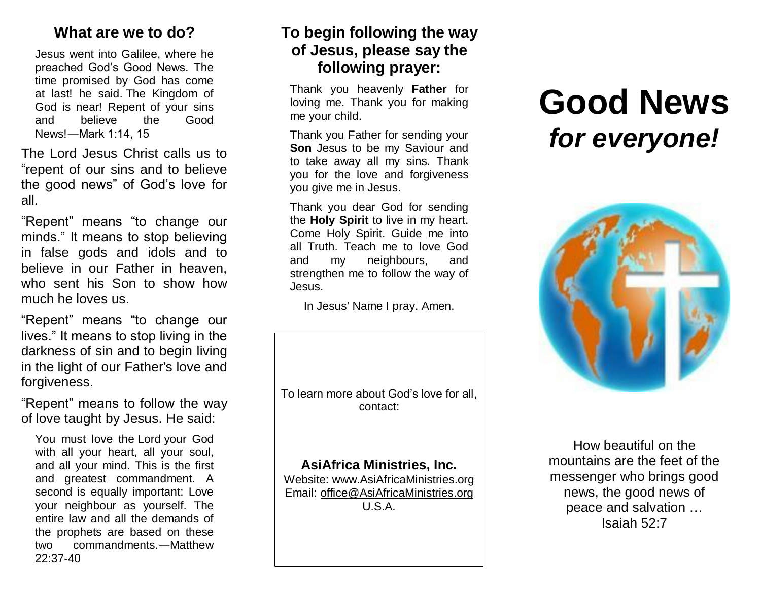## What are we to do?

> Jesus went into Galilee, where he preached God's Good News. The time promised by God has come at last! he said. The Kingdom of God is near! Repent of your sins and believe the Good News!—Mark 1:14, 15

The Lord Jesus Christ calls us to "repent of our sins and to believe the good news" of God's love for all.

"Repent" means "to change our minds." It means to stop believing in false gods and idols and to believe in our Father in heaven, who sent his Son to show how much he loves us.

"Repent" means "to change our lives." It means to stop living in the darkness of sin and to begin living in the light of our Father's love and forgiveness.

"Repent" means to follow the way of love taught by Jesus. He said:

> You must love the Lord your God with all your heart, all your soul, and all your mind. This is the first and greatest commandment. A second is equally important: Love your neighbour as yourself. The entire law and all the demands of the prophets are based on these two commandments.—Matthew 22:37-40

## To begin following the way of Jesus, please say the following prayer:

Thank you heavenly **Father** for loving me. Thank you for making me your child.

Thank you Father for sending your **Son** Jesus to be my Saviour and to take away all my sins. Thank you for the love and forgiveness you give me in Jesus.

Thank you dear God for sending the **Holy Spirit** to live in my heart. Come Holy Spirit. Guide me into all Truth. Teach me to love God and my neighbours, and strengthen me to follow the way of Jesus.

In Jesus' Name I pray. Amen.

To learn more about God's love for all, contact:

**AsiAfrica Ministries, Inc.**
Website: www.AsiAfricaMinistries.org
Email: office@AsiAfricaMinistries.org
U.S.A.

# Good News
## *for everyone!*

How beautiful on the mountains are the feet of the messenger who brings good news, the good news of peace and salvation …
Isaiah 52:7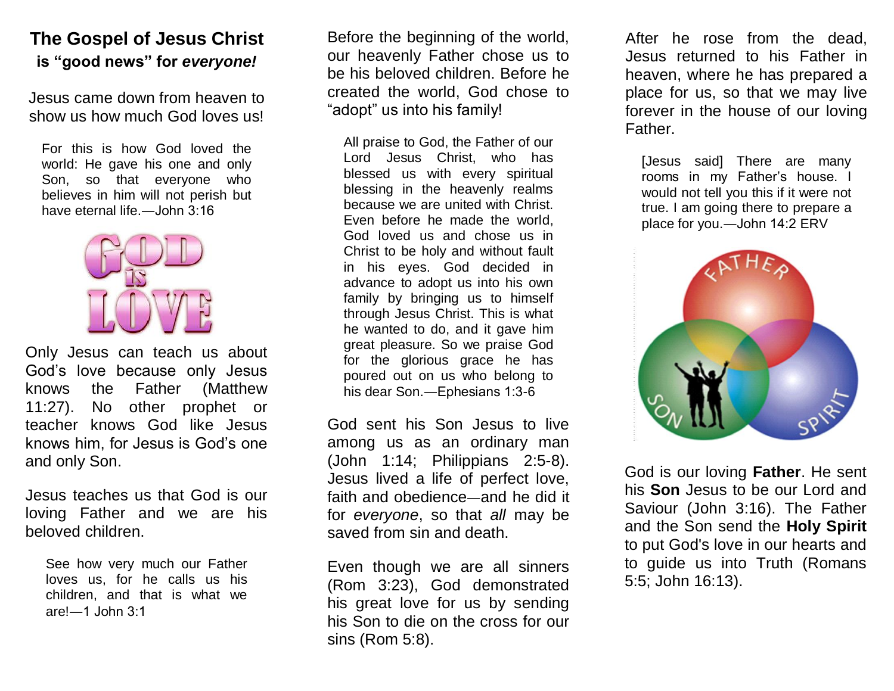## The Gospel of Jesus Christ
### is "good news" for *everyone!*

Jesus came down from heaven to show us how much God loves us!

> For this is how God loved the world: He gave his one and only Son, so that everyone who believes in him will not perish but have eternal life.—John 3:16

Only Jesus can teach us about God's love because only Jesus knows the Father (Matthew 11:27). No other prophet or teacher knows God like Jesus knows him, for Jesus is God's one and only Son.

Jesus teaches us that God is our loving Father and we are his beloved children.

> See how very much our Father loves us, for he calls us his children, and that is what we are!—1 John 3:1

Before the beginning of the world, our heavenly Father chose us to be his beloved children. Before he created the world, God chose to "adopt" us into his family!

> All praise to God, the Father of our Lord Jesus Christ, who has blessed us with every spiritual blessing in the heavenly realms because we are united with Christ. Even before he made the world, God loved us and chose us in Christ to be holy and without fault in his eyes. God decided in advance to adopt us into his own family by bringing us to himself through Jesus Christ. This is what he wanted to do, and it gave him great pleasure. So we praise God for the glorious grace he has poured out on us who belong to his dear Son.—Ephesians 1:3-6

God sent his Son Jesus to live among us as an ordinary man (John 1:14; Philippians 2:5-8). Jesus lived a life of perfect love, faith and obedience—and he did it for *everyone*, so that *all* may be saved from sin and death.

Even though we are all sinners (Rom 3:23), God demonstrated his great love for us by sending his Son to die on the cross for our sins (Rom 5:8).

After he rose from the dead, Jesus returned to his Father in heaven, where he has prepared a place for us, so that we may live forever in the house of our loving Father.

> [Jesus said] There are many rooms in my Father's house. I would not tell you this if it were not true. I am going there to prepare a place for you.—John 14:2 ERV

God is our loving **Father**. He sent his **Son** Jesus to be our Lord and Saviour (John 3:16). The Father and the Son send the **Holy Spirit** to put God's love in our hearts and to guide us into Truth (Romans 5:5; John 16:13).